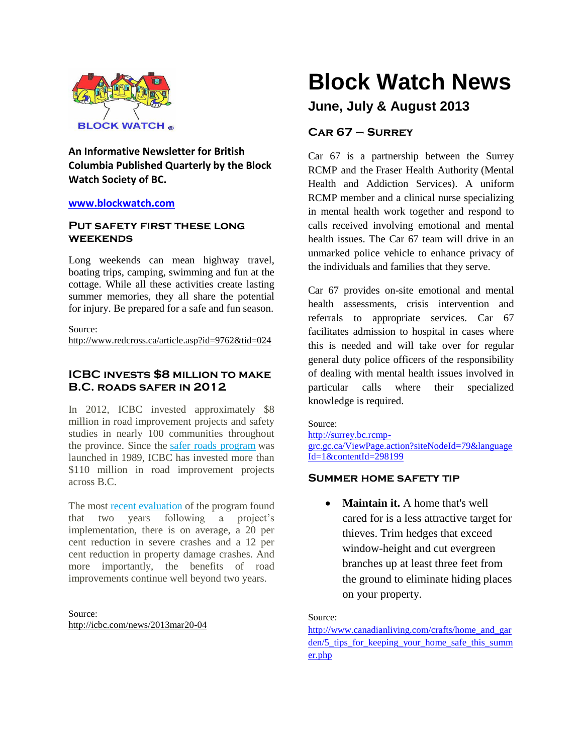# Block Watch News

## June, July & August 2013

BLOCK WATCH ®

**An Informative Newsletter for British Columbia Published Quarterly by the Block Watch Society of BC.**

**www.blockwatch.com**

### Put safety first these long weekends

Long weekends can mean highway travel, boating trips, camping, swimming and fun at the cottage. While all these activities create lasting summer memories, they all share the potential for injury. Be prepared for a safe and fun season.

Source:
http://www.redcross.ca/article.asp?id=9762&tid=024

### ICBC invests $8 million to make B.C. roads safer in 2012

In 2012, ICBC invested approximately $8 million in road improvement projects and safety studies in nearly 100 communities throughout the province. Since the safer roads program was launched in 1989, ICBC has invested more than $110 million in road improvement projects across B.C.

The most recent evaluation of the program found that two years following a project's implementation, there is on average, a 20 per cent reduction in severe crashes and a 12 per cent reduction in property damage crashes. And more importantly, the benefits of road improvements continue well beyond two years.

Source:
http://icbc.com/news/2013mar20-04

### Car 67 – Surrey

Car 67 is a partnership between the Surrey RCMP and the Fraser Health Authority (Mental Health and Addiction Services). A uniform RCMP member and a clinical nurse specializing in mental health work together and respond to calls received involving emotional and mental health issues. The Car 67 team will drive in an unmarked police vehicle to enhance privacy of the individuals and families that they serve.

Car 67 provides on-site emotional and mental health assessments, crisis intervention and referrals to appropriate services. Car 67 facilitates admission to hospital in cases where this is needed and will take over for regular general duty police officers of the responsibility of dealing with mental health issues involved in particular calls where their specialized knowledge is required.

Source:
http://surrey.bc.rcmp-grc.gc.ca/ViewPage.action?siteNodeId=79&languageId=1&contentId=298199

### Summer home safety tip

- **Maintain it.** A home that's well cared for is a less attractive target for thieves. Trim hedges that exceed window-height and cut evergreen branches up at least three feet from the ground to eliminate hiding places on your property.

Source:
http://www.canadianliving.com/crafts/home_and_garden/5_tips_for_keeping_your_home_safe_this_summer.php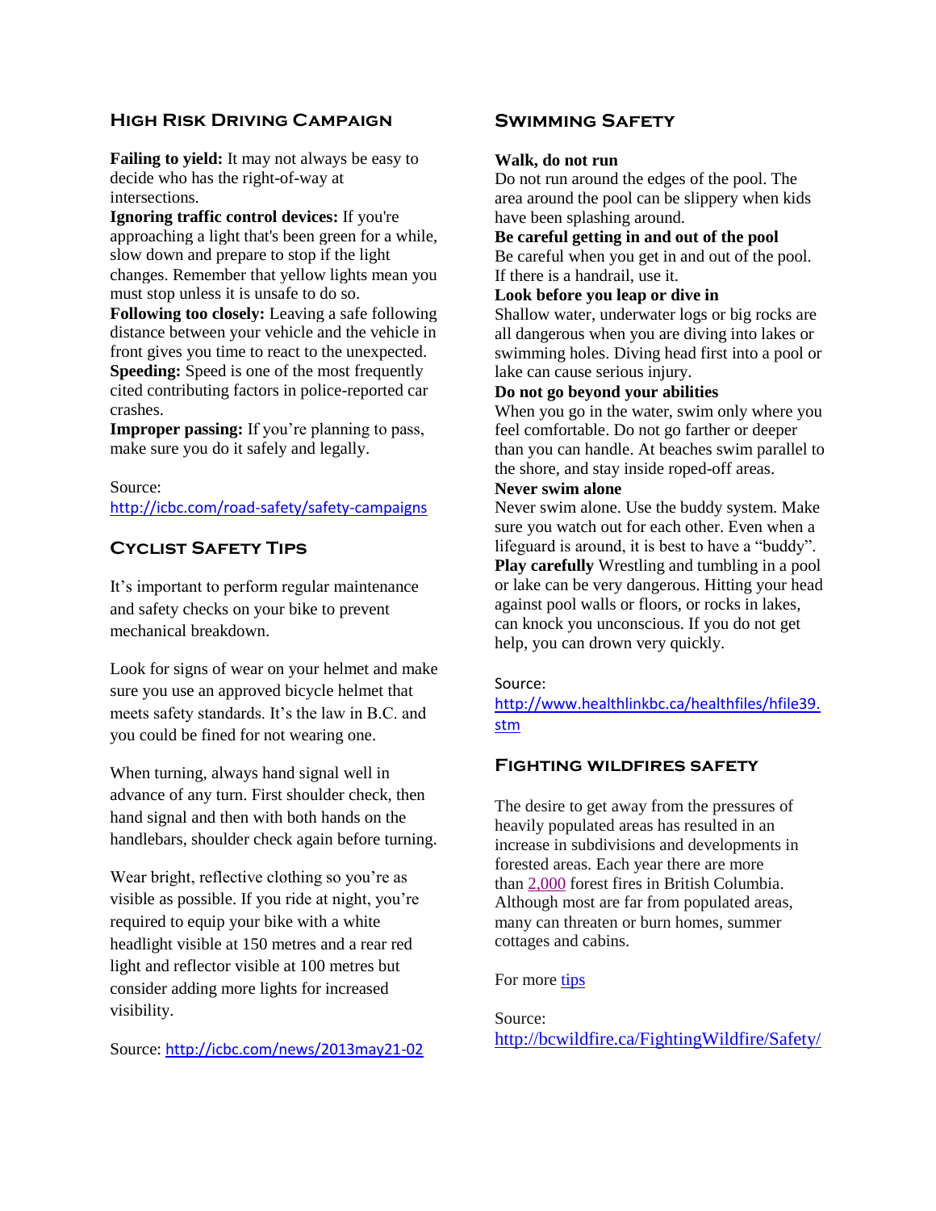## High Risk Driving Campaign

**Failing to yield:** It may not always be easy to decide who has the right-of-way at intersections.
**Ignoring traffic control devices:** If you're approaching a light that's been green for a while, slow down and prepare to stop if the light changes. Remember that yellow lights mean you must stop unless it is unsafe to do so.
**Following too closely:** Leaving a safe following distance between your vehicle and the vehicle in front gives you time to react to the unexpected.
**Speeding:** Speed is one of the most frequently cited contributing factors in police-reported car crashes.
**Improper passing:** If you're planning to pass, make sure you do it safely and legally.

Source:
http://icbc.com/road-safety/safety-campaigns

## Cyclist Safety Tips

It's important to perform regular maintenance and safety checks on your bike to prevent mechanical breakdown.

Look for signs of wear on your helmet and make sure you use an approved bicycle helmet that meets safety standards. It's the law in B.C. and you could be fined for not wearing one.

When turning, always hand signal well in advance of any turn. First shoulder check, then hand signal and then with both hands on the handlebars, shoulder check again before turning.

Wear bright, reflective clothing so you're as visible as possible. If you ride at night, you're required to equip your bike with a white headlight visible at 150 metres and a rear red light and reflector visible at 100 metres but consider adding more lights for increased visibility.

Source: http://icbc.com/news/2013may21-02

## Swimming Safety

**Walk, do not run**
Do not run around the edges of the pool. The area around the pool can be slippery when kids have been splashing around.
**Be careful getting in and out of the pool**
Be careful when you get in and out of the pool. If there is a handrail, use it.
**Look before you leap or dive in**
Shallow water, underwater logs or big rocks are all dangerous when you are diving into lakes or swimming holes. Diving head first into a pool or lake can cause serious injury.
**Do not go beyond your abilities**
When you go in the water, swim only where you feel comfortable. Do not go farther or deeper than you can handle. At beaches swim parallel to the shore, and stay inside roped-off areas.
**Never swim alone**
Never swim alone. Use the buddy system. Make sure you watch out for each other. Even when a lifeguard is around, it is best to have a "buddy".
**Play carefully** Wrestling and tumbling in a pool or lake can be very dangerous. Hitting your head against pool walls or floors, or rocks in lakes, can knock you unconscious. If you do not get help, you can drown very quickly.

Source:
http://www.healthlinkbc.ca/healthfiles/hfile39.stm

## Fighting wildfires safety

The desire to get away from the pressures of heavily populated areas has resulted in an increase in subdivisions and developments in forested areas. Each year there are more than 2,000 forest fires in British Columbia. Although most are far from populated areas, many can threaten or burn homes, summer cottages and cabins.

For more tips

Source:
http://bcwildfire.ca/FightingWildfire/Safety/